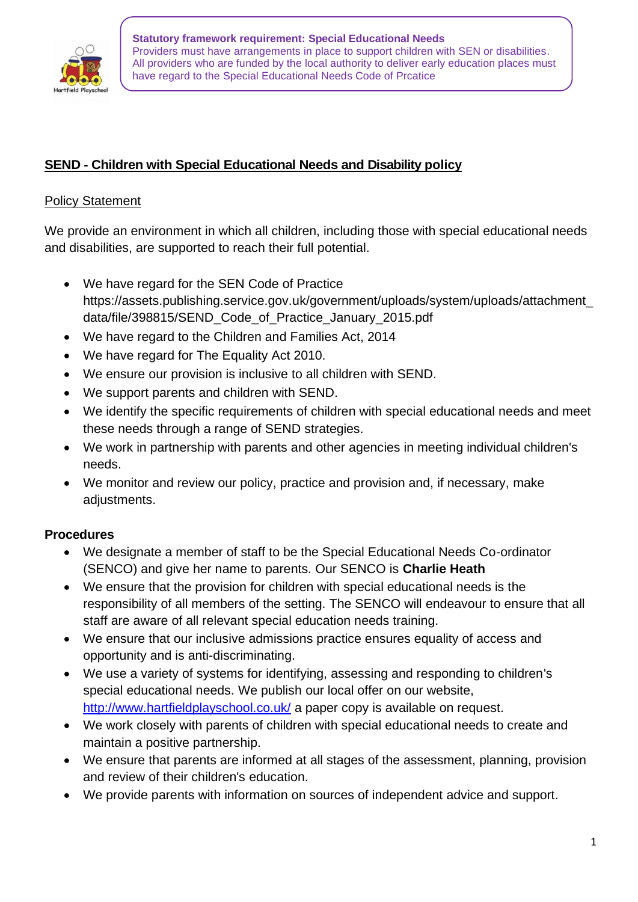**Statutory framework requirement: Special Educational Needs**
Providers must have arrangements in place to support children with SEN or disabilities. All providers who are funded by the local authority to deliver early education places must have regard to the Special Educational Needs Code of Prcatice

## SEND - Children with Special Educational Needs and Disability policy

Policy Statement

We provide an environment in which all children, including those with special educational needs and disabilities, are supported to reach their full potential.

- We have regard for the SEN Code of Practice https://assets.publishing.service.gov.uk/government/uploads/system/uploads/attachment_data/file/398815/SEND_Code_of_Practice_January_2015.pdf
- We have regard to the Children and Families Act, 2014
- We have regard for The Equality Act 2010.
- We ensure our provision is inclusive to all children with SEND.
- We support parents and children with SEND.
- We identify the specific requirements of children with special educational needs and meet these needs through a range of SEND strategies.
- We work in partnership with parents and other agencies in meeting individual children's needs.
- We monitor and review our policy, practice and provision and, if necessary, make adjustments.

### Procedures

- We designate a member of staff to be the Special Educational Needs Co-ordinator (SENCO) and give her name to parents. Our SENCO is **Charlie Heath**
- We ensure that the provision for children with special educational needs is the responsibility of all members of the setting. The SENCO will endeavour to ensure that all staff are aware of all relevant special education needs training.
- We ensure that our inclusive admissions practice ensures equality of access and opportunity and is anti-discriminating.
- We use a variety of systems for identifying, assessing and responding to children's special educational needs. We publish our local offer on our website, [http://www.hartfieldplayschool.co.uk/](http://www.hartfieldplayschool.co.uk/) a paper copy is available on request.
- We work closely with parents of children with special educational needs to create and maintain a positive partnership.
- We ensure that parents are informed at all stages of the assessment, planning, provision and review of their children's education.
- We provide parents with information on sources of independent advice and support.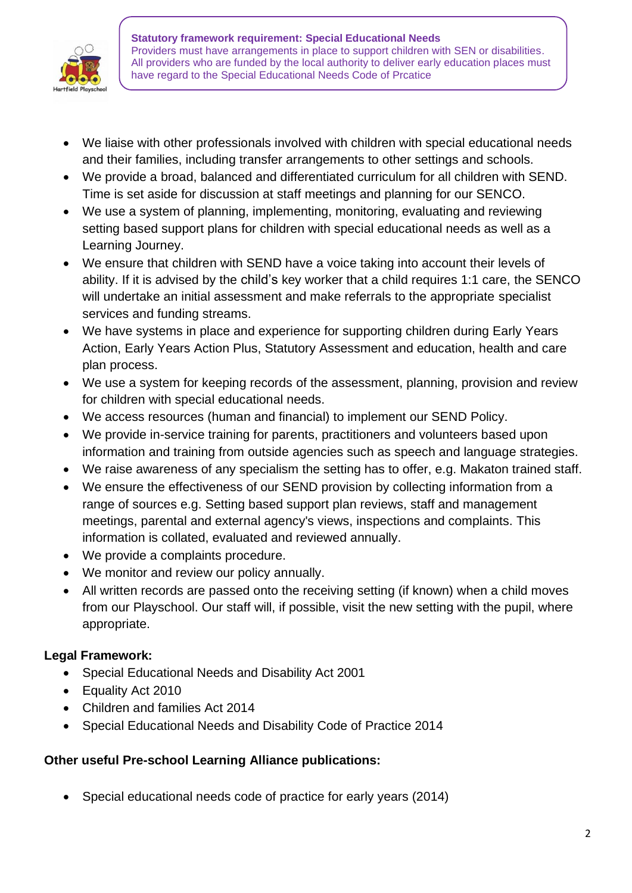**Statutory framework requirement: Special Educational Needs**
Providers must have arrangements in place to support children with SEN or disabilities. All providers who are funded by the local authority to deliver early education places must have regard to the Special Educational Needs Code of Prcatice

- We liaise with other professionals involved with children with special educational needs and their families, including transfer arrangements to other settings and schools.
- We provide a broad, balanced and differentiated curriculum for all children with SEND. Time is set aside for discussion at staff meetings and planning for our SENCO.
- We use a system of planning, implementing, monitoring, evaluating and reviewing setting based support plans for children with special educational needs as well as a Learning Journey.
- We ensure that children with SEND have a voice taking into account their levels of ability. If it is advised by the child's key worker that a child requires 1:1 care, the SENCO will undertake an initial assessment and make referrals to the appropriate specialist services and funding streams.
- We have systems in place and experience for supporting children during Early Years Action, Early Years Action Plus, Statutory Assessment and education, health and care plan process.
- We use a system for keeping records of the assessment, planning, provision and review for children with special educational needs.
- We access resources (human and financial) to implement our SEND Policy.
- We provide in-service training for parents, practitioners and volunteers based upon information and training from outside agencies such as speech and language strategies.
- We raise awareness of any specialism the setting has to offer, e.g. Makaton trained staff.
- We ensure the effectiveness of our SEND provision by collecting information from a range of sources e.g. Setting based support plan reviews, staff and management meetings, parental and external agency's views, inspections and complaints. This information is collated, evaluated and reviewed annually.
- We provide a complaints procedure.
- We monitor and review our policy annually.
- All written records are passed onto the receiving setting (if known) when a child moves from our Playschool. Our staff will, if possible, visit the new setting with the pupil, where appropriate.

**Legal Framework:**

- Special Educational Needs and Disability Act 2001
- Equality Act 2010
- Children and families Act 2014
- Special Educational Needs and Disability Code of Practice 2014

**Other useful Pre-school Learning Alliance publications:**

- Special educational needs code of practice for early years (2014)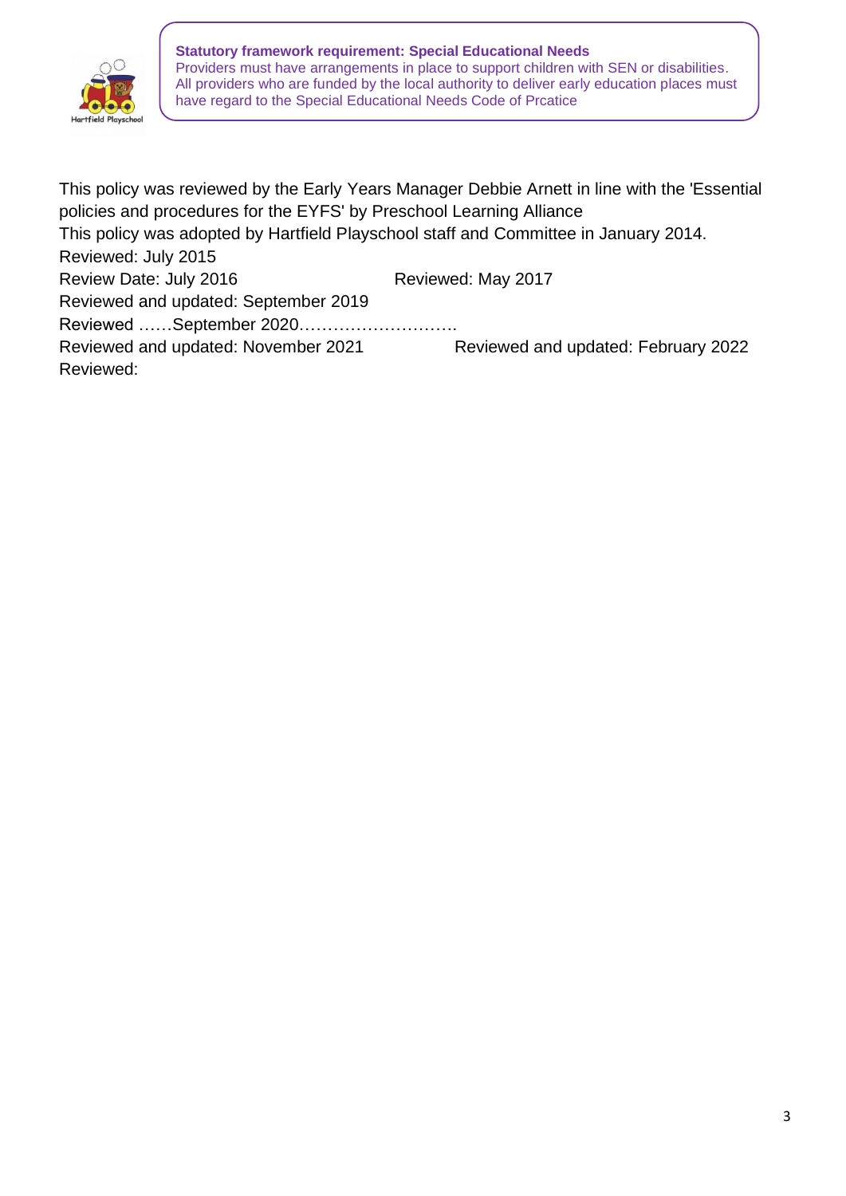**Statutory framework requirement: Special Educational Needs**
Providers must have arrangements in place to support children with SEN or disabilities. All providers who are funded by the local authority to deliver early education places must have regard to the Special Educational Needs Code of Prcatice

This policy was reviewed by the Early Years Manager Debbie Arnett in line with the 'Essential policies and procedures for the EYFS' by Preschool Learning Alliance

This policy was adopted by Hartfield Playschool staff and Committee in January 2014.

Reviewed: July 2015

Review Date: July 2016

Reviewed: May 2017

Reviewed and updated: September 2019

Reviewed ……September 2020……………………….

Reviewed and updated: November 2021

Reviewed and updated: February 2022

Reviewed: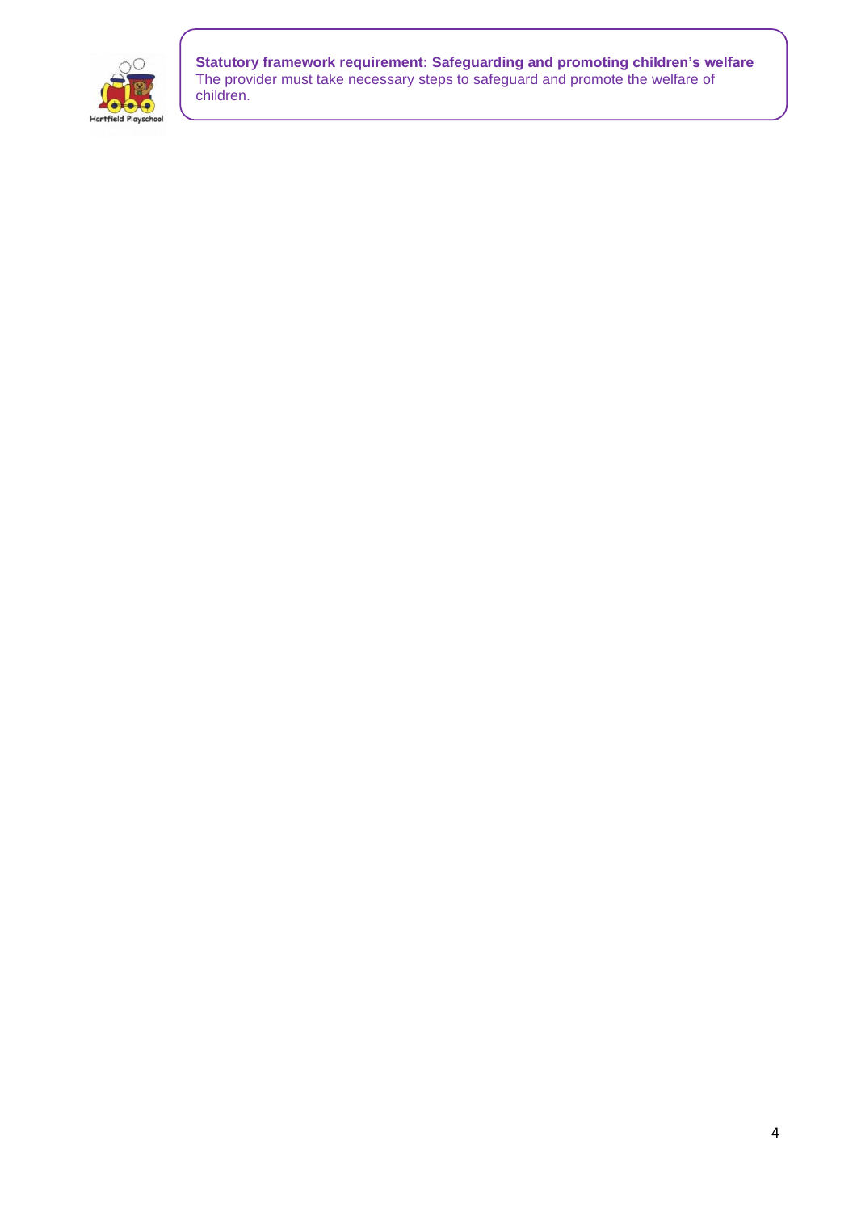**Statutory framework requirement: Safeguarding and promoting children's welfare**
The provider must take necessary steps to safeguard and promote the welfare of children.